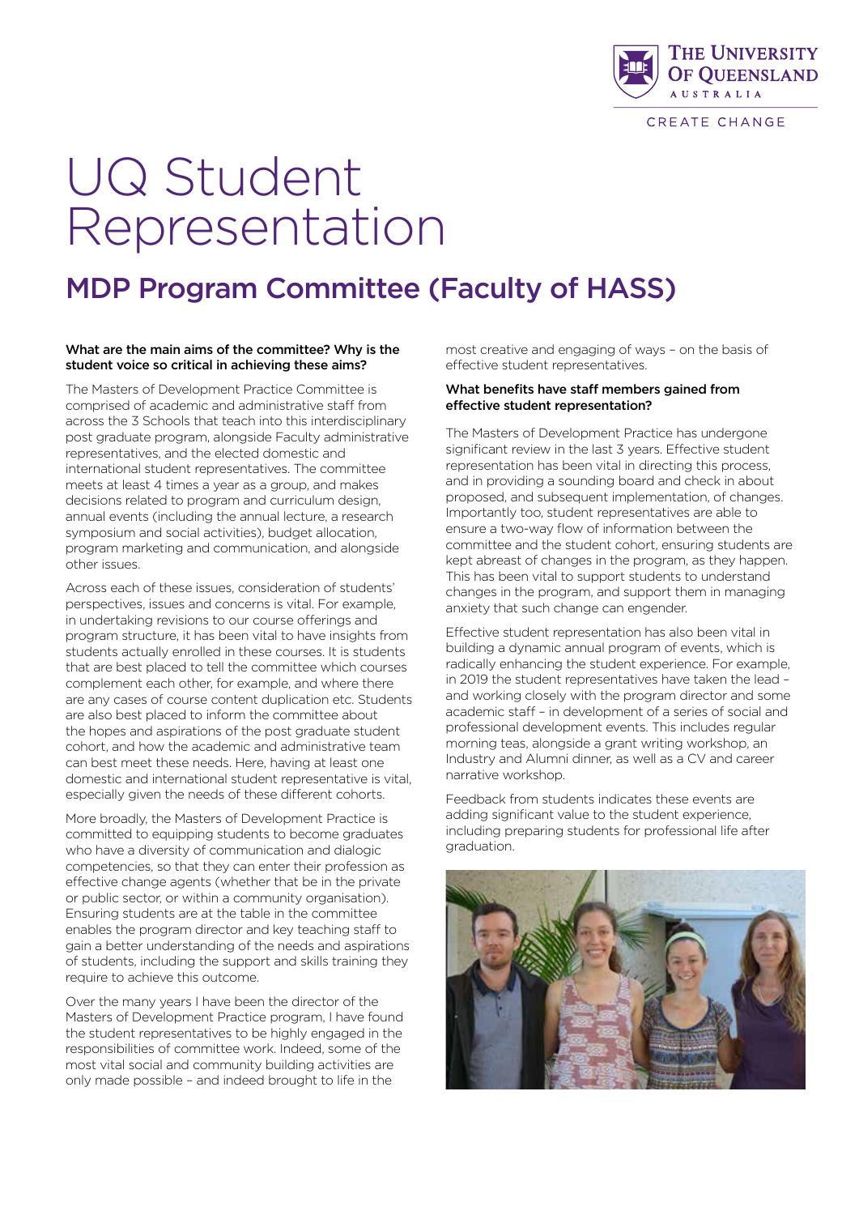# UQ Student Representation

## MDP Program Committee (Faculty of HASS)

**What are the main aims of the committee? Why is the student voice so critical in achieving these aims?**

The Masters of Development Practice Committee is comprised of academic and administrative staff from across the 3 Schools that teach into this interdisciplinary post graduate program, alongside Faculty administrative representatives, and the elected domestic and international student representatives. The committee meets at least 4 times a year as a group, and makes decisions related to program and curriculum design, annual events (including the annual lecture, a research symposium and social activities), budget allocation, program marketing and communication, and alongside other issues.

Across each of these issues, consideration of students' perspectives, issues and concerns is vital. For example, in undertaking revisions to our course offerings and program structure, it has been vital to have insights from students actually enrolled in these courses. It is students that are best placed to tell the committee which courses complement each other, for example, and where there are any cases of course content duplication etc. Students are also best placed to inform the committee about the hopes and aspirations of the post graduate student cohort, and how the academic and administrative team can best meet these needs. Here, having at least one domestic and international student representative is vital, especially given the needs of these different cohorts.

More broadly, the Masters of Development Practice is committed to equipping students to become graduates who have a diversity of communication and dialogic competencies, so that they can enter their profession as effective change agents (whether that be in the private or public sector, or within a community organisation). Ensuring students are at the table in the committee enables the program director and key teaching staff to gain a better understanding of the needs and aspirations of students, including the support and skills training they require to achieve this outcome.

Over the many years I have been the director of the Masters of Development Practice program, I have found the student representatives to be highly engaged in the responsibilities of committee work. Indeed, some of the most vital social and community building activities are only made possible – and indeed brought to life in the most creative and engaging of ways – on the basis of effective student representatives.

**What benefits have staff members gained from effective student representation?**

The Masters of Development Practice has undergone significant review in the last 3 years. Effective student representation has been vital in directing this process, and in providing a sounding board and check in about proposed, and subsequent implementation, of changes. Importantly too, student representatives are able to ensure a two-way flow of information between the committee and the student cohort, ensuring students are kept abreast of changes in the program, as they happen. This has been vital to support students to understand changes in the program, and support them in managing anxiety that such change can engender.

Effective student representation has also been vital in building a dynamic annual program of events, which is radically enhancing the student experience. For example, in 2019 the student representatives have taken the lead – and working closely with the program director and some academic staff – in development of a series of social and professional development events. This includes regular morning teas, alongside a grant writing workshop, an Industry and Alumni dinner, as well as a CV and career narrative workshop.

Feedback from students indicates these events are adding significant value to the student experience, including preparing students for professional life after graduation.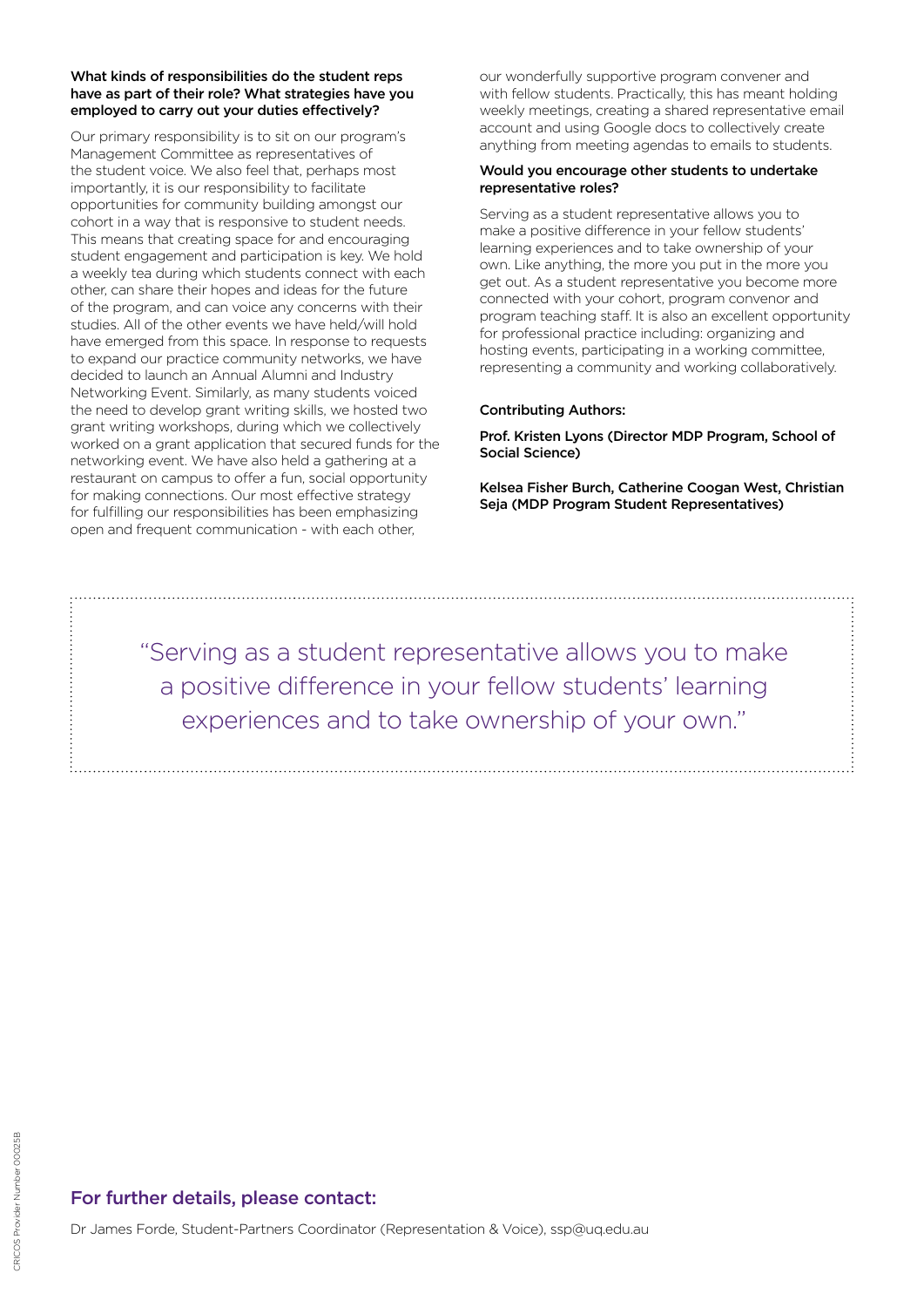**What kinds of responsibilities do the student reps have as part of their role? What strategies have you employed to carry out your duties effectively?**

Our primary responsibility is to sit on our program's Management Committee as representatives of the student voice. We also feel that, perhaps most importantly, it is our responsibility to facilitate opportunities for community building amongst our cohort in a way that is responsive to student needs. This means that creating space for and encouraging student engagement and participation is key. We hold a weekly tea during which students connect with each other, can share their hopes and ideas for the future of the program, and can voice any concerns with their studies. All of the other events we have held/will hold have emerged from this space. In response to requests to expand our practice community networks, we have decided to launch an Annual Alumni and Industry Networking Event. Similarly, as many students voiced the need to develop grant writing skills, we hosted two grant writing workshops, during which we collectively worked on a grant application that secured funds for the networking event. We have also held a gathering at a restaurant on campus to offer a fun, social opportunity for making connections. Our most effective strategy for fulfilling our responsibilities has been emphasizing open and frequent communication - with each other, our wonderfully supportive program convener and with fellow students. Practically, this has meant holding weekly meetings, creating a shared representative email account and using Google docs to collectively create anything from meeting agendas to emails to students.

**Would you encourage other students to undertake representative roles?**

Serving as a student representative allows you to make a positive difference in your fellow students' learning experiences and to take ownership of your own. Like anything, the more you put in the more you get out. As a student representative you become more connected with your cohort, program convenor and program teaching staff. It is also an excellent opportunity for professional practice including: organizing and hosting events, participating in a working committee, representing a community and working collaboratively.

**Contributing Authors:**

**Prof. Kristen Lyons (Director MDP Program, School of Social Science)**

**Kelsea Fisher Burch, Catherine Coogan West, Christian Seja (MDP Program Student Representatives)**

> "Serving as a student representative allows you to make a positive difference in your fellow students' learning experiences and to take ownership of your own."

## For further details, please contact:

Dr James Forde, Student-Partners Coordinator (Representation & Voice), ssp@uq.edu.au

CRICOS Provider Number 00025B